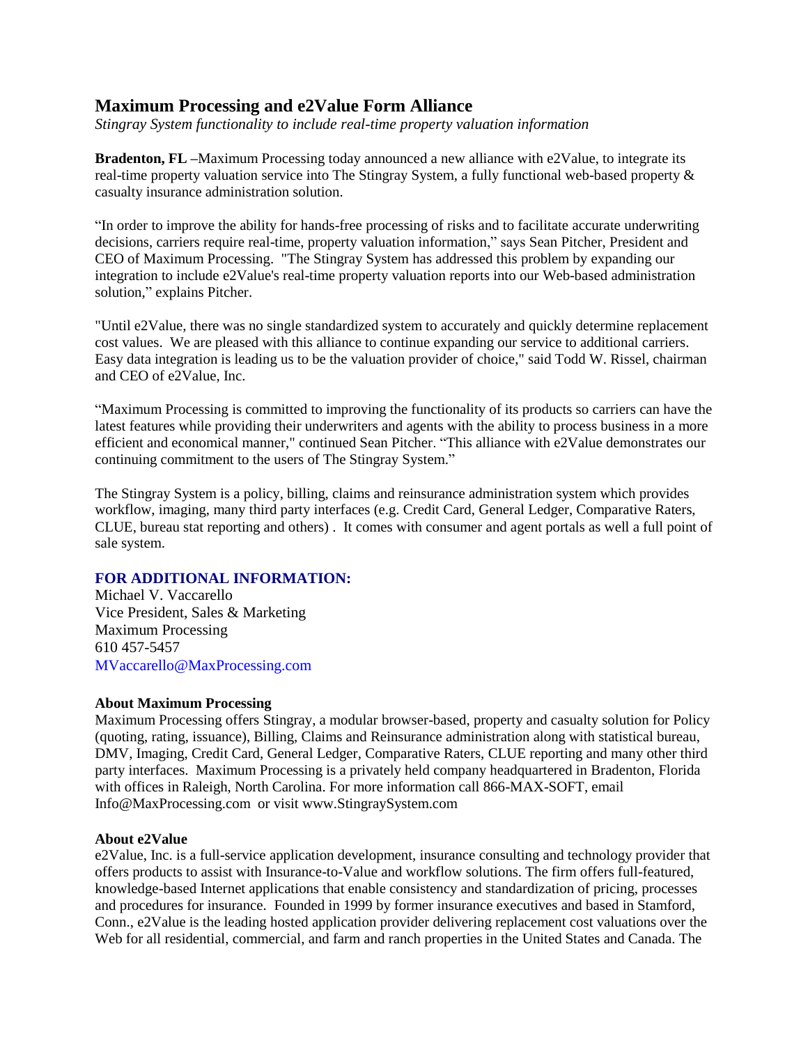# Maximum Processing and e2Value Form Alliance

*Stingray System functionality to include real-time property valuation information*

**Bradenton, FL** –Maximum Processing today announced a new alliance with e2Value, to integrate its real-time property valuation service into The Stingray System, a fully functional web-based property & casualty insurance administration solution.

"In order to improve the ability for hands-free processing of risks and to facilitate accurate underwriting decisions, carriers require real-time, property valuation information," says Sean Pitcher, President and CEO of Maximum Processing. "The Stingray System has addressed this problem by expanding our integration to include e2Value's real-time property valuation reports into our Web-based administration solution," explains Pitcher.

"Until e2Value, there was no single standardized system to accurately and quickly determine replacement cost values. We are pleased with this alliance to continue expanding our service to additional carriers. Easy data integration is leading us to be the valuation provider of choice," said Todd W. Rissel, chairman and CEO of e2Value, Inc.

"Maximum Processing is committed to improving the functionality of its products so carriers can have the latest features while providing their underwriters and agents with the ability to process business in a more efficient and economical manner," continued Sean Pitcher. "This alliance with e2Value demonstrates our continuing commitment to the users of The Stingray System."

The Stingray System is a policy, billing, claims and reinsurance administration system which provides workflow, imaging, many third party interfaces (e.g. Credit Card, General Ledger, Comparative Raters, CLUE, bureau stat reporting and others) . It comes with consumer and agent portals as well a full point of sale system.

### FOR ADDITIONAL INFORMATION:

Michael V. Vaccarello
Vice President, Sales & Marketing
Maximum Processing
610 457-5457
MVaccarello@MaxProcessing.com

**About Maximum Processing**

Maximum Processing offers Stingray, a modular browser-based, property and casualty solution for Policy (quoting, rating, issuance), Billing, Claims and Reinsurance administration along with statistical bureau, DMV, Imaging, Credit Card, General Ledger, Comparative Raters, CLUE reporting and many other third party interfaces. Maximum Processing is a privately held company headquartered in Bradenton, Florida with offices in Raleigh, North Carolina. For more information call 866-MAX-SOFT, email Info@MaxProcessing.com or visit www.StingraySystem.com

**About e2Value**

e2Value, Inc. is a full-service application development, insurance consulting and technology provider that offers products to assist with Insurance-to-Value and workflow solutions. The firm offers full-featured, knowledge-based Internet applications that enable consistency and standardization of pricing, processes and procedures for insurance. Founded in 1999 by former insurance executives and based in Stamford, Conn., e2Value is the leading hosted application provider delivering replacement cost valuations over the Web for all residential, commercial, and farm and ranch properties in the United States and Canada. The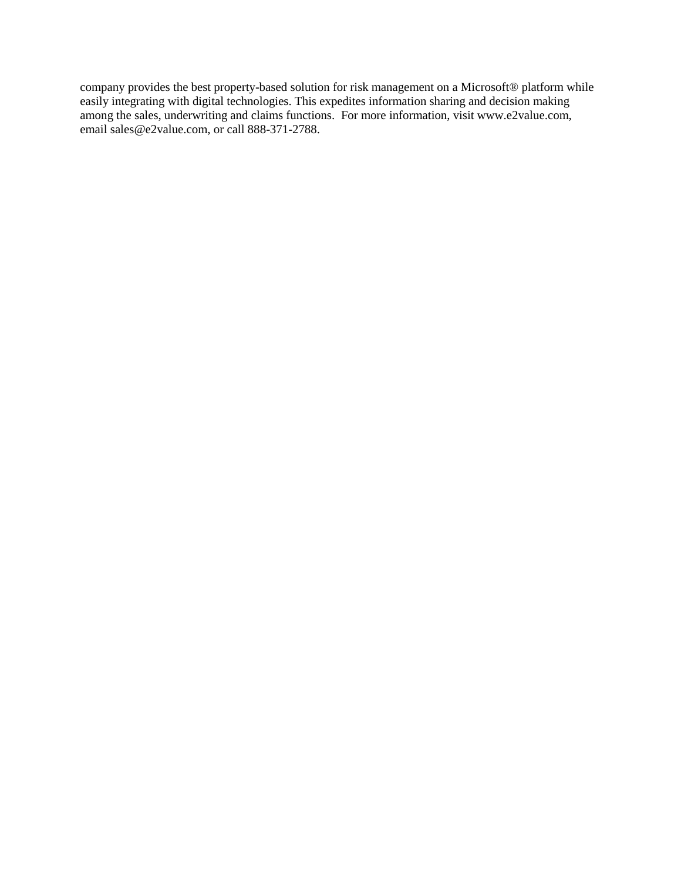company provides the best property-based solution for risk management on a Microsoft® platform while easily integrating with digital technologies. This expedites information sharing and decision making among the sales, underwriting and claims functions. For more information, visit www.e2value.com, email sales@e2value.com, or call 888-371-2788.